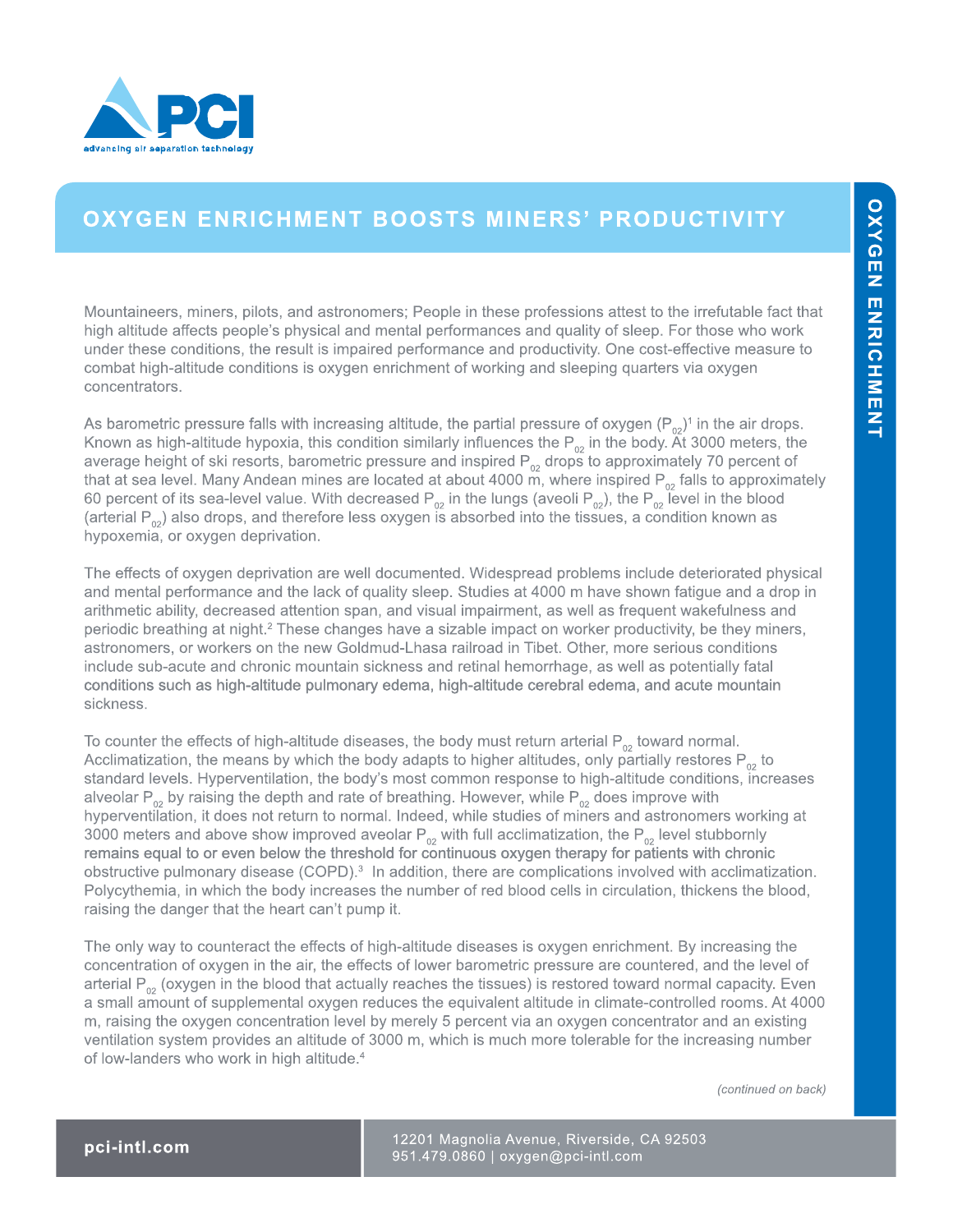# OXYGEN ENRICHMENT BOOSTS MINERS' PRODUCTIVITY

Mountaineers, miners, pilots, and astronomers; People in these professions attest to the irrefutable fact that high altitude affects people's physical and mental performances and quality of sleep. For those who work under these conditions, the result is impaired performance and productivity. One cost-effective measure to combat high-altitude conditions is oxygen enrichment of working and sleeping quarters via oxygen concentrators.

As barometric pressure falls with increasing altitude, the partial pressure of oxygen ($P_{02}$)[1] in the air drops. Known as high-altitude hypoxia, this condition similarly influences the $P_{02}$ in the body. At 3000 meters, the average height of ski resorts, barometric pressure and inspired $P_{02}$ drops to approximately 70 percent of that at sea level. Many Andean mines are located at about 4000 m, where inspired $P_{02}$ falls to approximately 60 percent of its sea-level value. With decreased $P_{02}$ in the lungs (aveoli $P_{02}$), the $P_{02}$ level in the blood (arterial $P_{02}$) also drops, and therefore less oxygen is absorbed into the tissues, a condition known as hypoxemia, or oxygen deprivation.

The effects of oxygen deprivation are well documented. Widespread problems include deteriorated physical and mental performance and the lack of quality sleep. Studies at 4000 m have shown fatigue and a drop in arithmetic ability, decreased attention span, and visual impairment, as well as frequent wakefulness and periodic breathing at night.[2] These changes have a sizable impact on worker productivity, be they miners, astronomers, or workers on the new Goldmud-Lhasa railroad in Tibet. Other, more serious conditions include sub-acute and chronic mountain sickness and retinal hemorrhage, as well as potentially fatal conditions such as high-altitude pulmonary edema, high-altitude cerebral edema, and acute mountain sickness.

To counter the effects of high-altitude diseases, the body must return arterial $P_{02}$ toward normal. Acclimatization, the means by which the body adapts to higher altitudes, only partially restores $P_{02}$ to standard levels. Hyperventilation, the body's most common response to high-altitude conditions, increases alveolar $P_{02}$ by raising the depth and rate of breathing. However, while $P_{02}$ does improve with hyperventilation, it does not return to normal. Indeed, while studies of miners and astronomers working at 3000 meters and above show improved aveolar $P_{02}$ with full acclimatization, the $P_{02}$ level stubbornly remains equal to or even below the threshold for continuous oxygen therapy for patients with chronic obstructive pulmonary disease (COPD).[3] In addition, there are complications involved with acclimatization. Polycythemia, in which the body increases the number of red blood cells in circulation, thickens the blood, raising the danger that the heart can't pump it.

The only way to counteract the effects of high-altitude diseases is oxygen enrichment. By increasing the concentration of oxygen in the air, the effects of lower barometric pressure are countered, and the level of arterial $P_{02}$ (oxygen in the blood that actually reaches the tissues) is restored toward normal capacity. Even a small amount of supplemental oxygen reduces the equivalent altitude in climate-controlled rooms. At 4000 m, raising the oxygen concentration level by merely 5 percent via an oxygen concentrator and an existing ventilation system provides an altitude of 3000 m, which is much more tolerable for the increasing number of low-landers who work in high altitude.[4]

*(continued on back)*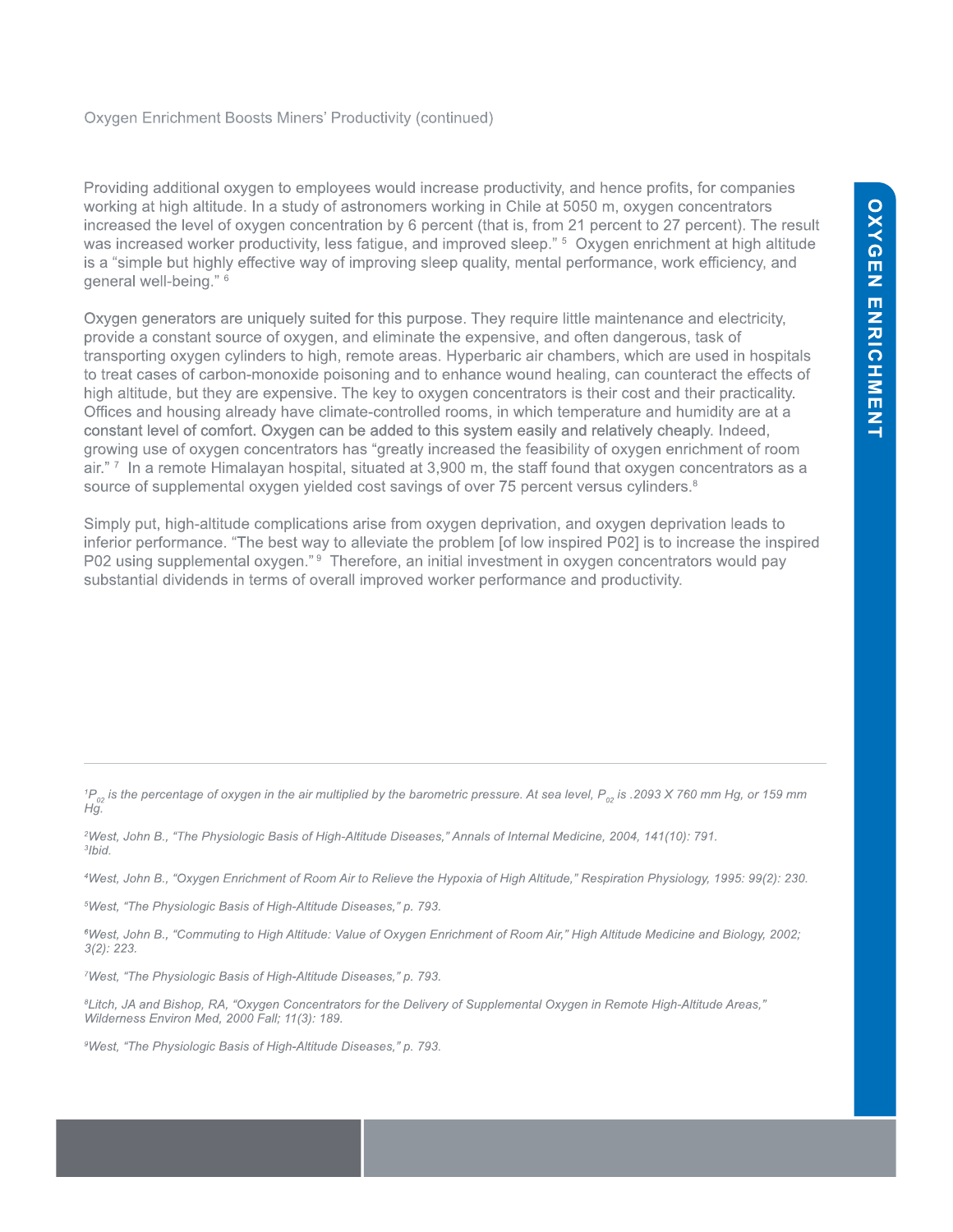Providing additional oxygen to employees would increase productivity, and hence profits, for companies working at high altitude. In a study of astronomers working in Chile at 5050 m, oxygen concentrators increased the level of oxygen concentration by 6 percent (that is, from 21 percent to 27 percent). The result was increased worker productivity, less fatigue, and improved sleep." [5] Oxygen enrichment at high altitude is a "simple but highly effective way of improving sleep quality, mental performance, work efficiency, and general well-being." [6]

Oxygen generators are uniquely suited for this purpose. They require little maintenance and electricity, provide a constant source of oxygen, and eliminate the expensive, and often dangerous, task of transporting oxygen cylinders to high, remote areas. Hyperbaric air chambers, which are used in hospitals to treat cases of carbon-monoxide poisoning and to enhance wound healing, can counteract the effects of high altitude, but they are expensive. The key to oxygen concentrators is their cost and their practicality. Offices and housing already have climate-controlled rooms, in which temperature and humidity are at a constant level of comfort. Oxygen can be added to this system easily and relatively cheaply. Indeed, growing use of oxygen concentrators has "greatly increased the feasibility of oxygen enrichment of room air." [7] In a remote Himalayan hospital, situated at 3,900 m, the staff found that oxygen concentrators as a source of supplemental oxygen yielded cost savings of over 75 percent versus cylinders.[8]

Simply put, high-altitude complications arise from oxygen deprivation, and oxygen deprivation leads to inferior performance. "The best way to alleviate the problem [of low inspired P02] is to increase the inspired P02 using supplemental oxygen." [9] Therefore, an initial investment in oxygen concentrators would pay substantial dividends in terms of overall improved worker performance and productivity.

---

[1] *$P_{02}$ is the percentage of oxygen in the air multiplied by the barometric pressure. At sea level, $P_{02}$ is .2093 X 760 mm Hg, or 159 mm Hg.*

[2] *West, John B., "The Physiologic Basis of High-Altitude Diseases," Annals of Internal Medicine, 2004, 141(10): 791.*

[3] *Ibid.*

[4] *West, John B., "Oxygen Enrichment of Room Air to Relieve the Hypoxia of High Altitude," Respiration Physiology, 1995: 99(2): 230.*

[5] *West, "The Physiologic Basis of High-Altitude Diseases," p. 793.*

[6] *West, John B., "Commuting to High Altitude: Value of Oxygen Enrichment of Room Air," High Altitude Medicine and Biology, 2002; 3(2): 223.*

[7] *West, "The Physiologic Basis of High-Altitude Diseases," p. 793.*

[8] *Litch, JA and Bishop, RA, "Oxygen Concentrators for the Delivery of Supplemental Oxygen in Remote High-Altitude Areas," Wilderness Environ Med, 2000 Fall; 11(3): 189.*

[9] *West, "The Physiologic Basis of High-Altitude Diseases," p. 793.*